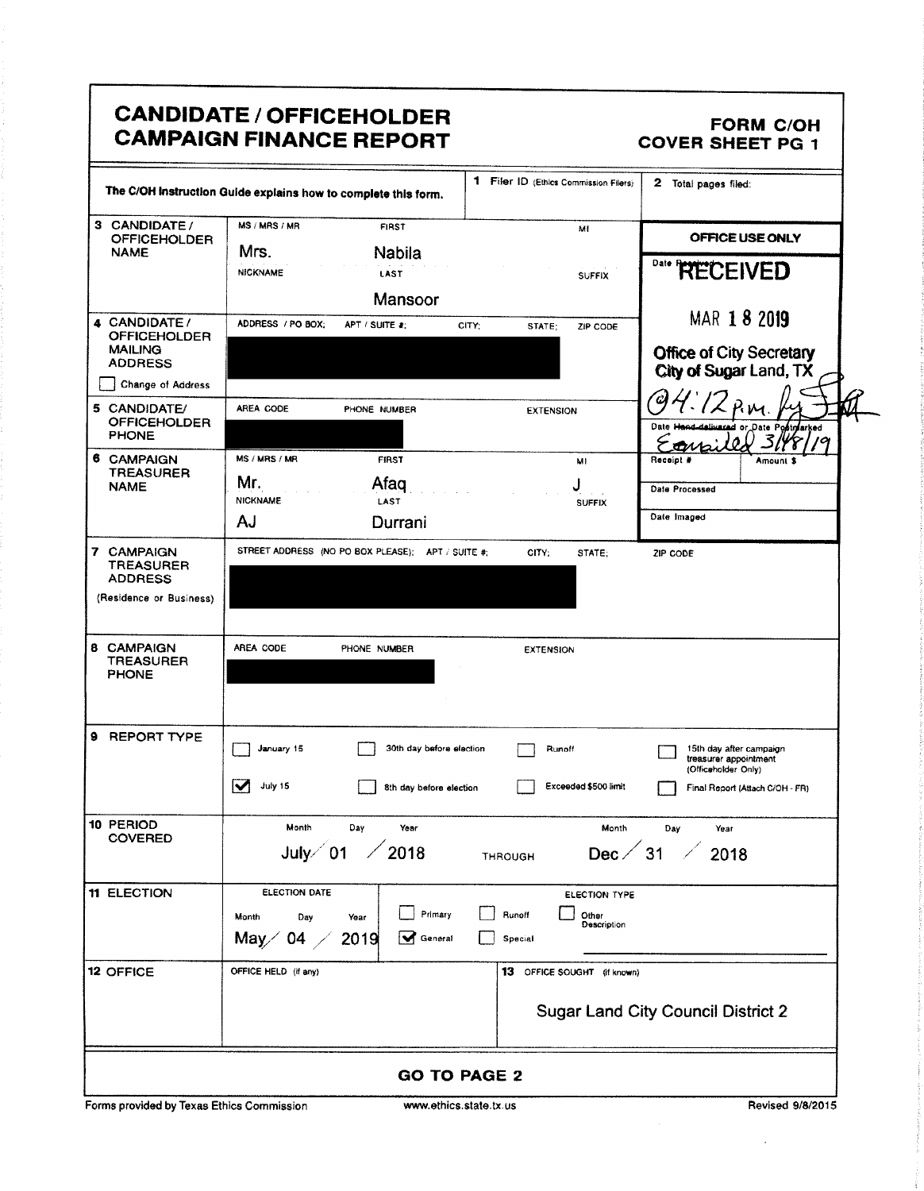# CANDIDATE / OFFICEHOLDER CAMPAIGN FINANCE REPORT

**FORM C/OH COVER SHEET PG 1**

The C/OH Instruction Guide explains how to complete this form.

**1** Filer ID (Ethics Commission Filers):

**2** Total pages filed:

**OFFICE USE ONLY**

Date Received: RECEIVED MAR 18 2019 Office of City Secretary City of Sugar Land, TX @4:12 p.m.

Date Hand-delivered or Date Postmarked: Emailed 3/18/19

Receipt #: | Amount $:

Date Processed:

Date Imaged:

| Field | Details |
|---|---|
| **3 CANDIDATE / OFFICEHOLDER NAME** | MS / MRS / MR: Mrs. — FIRST: Nabila — MI: — NICKNAME: — LAST: Mansoor — SUFFIX: |
| **4 CANDIDATE / OFFICEHOLDER MAILING ADDRESS** ☐ Change of Address | ADDRESS / PO BOX; APT / SUITE #; CITY; STATE; ZIP CODE: [redacted] |
| **5 CANDIDATE/ OFFICEHOLDER PHONE** | AREA CODE / PHONE NUMBER: [redacted] — EXTENSION: |
| **6 CAMPAIGN TREASURER NAME** | MS / MRS / MR: Mr. — FIRST: Afaq — MI: J — NICKNAME: AJ — LAST: Durrani — SUFFIX: |
| **7 CAMPAIGN TREASURER ADDRESS** (Residence or Business) | STREET ADDRESS (NO PO BOX PLEASE); APT / SUITE #; CITY; STATE; ZIP CODE: [redacted] |
| **8 CAMPAIGN TREASURER PHONE** | AREA CODE / PHONE NUMBER: [redacted] — EXTENSION: |

**9 REPORT TYPE**

- ☐ January 15
- ☑ July 15
- ☐ 30th day before election
- ☐ 8th day before election
- ☐ Runoff
- ☐ Exceeded $500 limit
- ☐ 15th day after campaign treasurer appointment (Officeholder Only)
- ☐ Final Report (Attach C/OH - FR)

**10 PERIOD COVERED**

Month / Day / Year: July / 01 / 2018 THROUGH Month / Day / Year: Dec / 31 / 2018

**11 ELECTION**

ELECTION DATE: Month / Day / Year: May / 04 / 2019

ELECTION TYPE:

- ☐ Primary
- ☑ General
- ☐ Runoff
- ☐ Special
- ☐ Other Description

**12 OFFICE**

OFFICE HELD (if any):

**13** OFFICE SOUGHT (if known): Sugar Land City Council District 2

**GO TO PAGE 2**

Forms provided by Texas Ethics Commission www.ethics.state.tx.us Revised 9/8/2015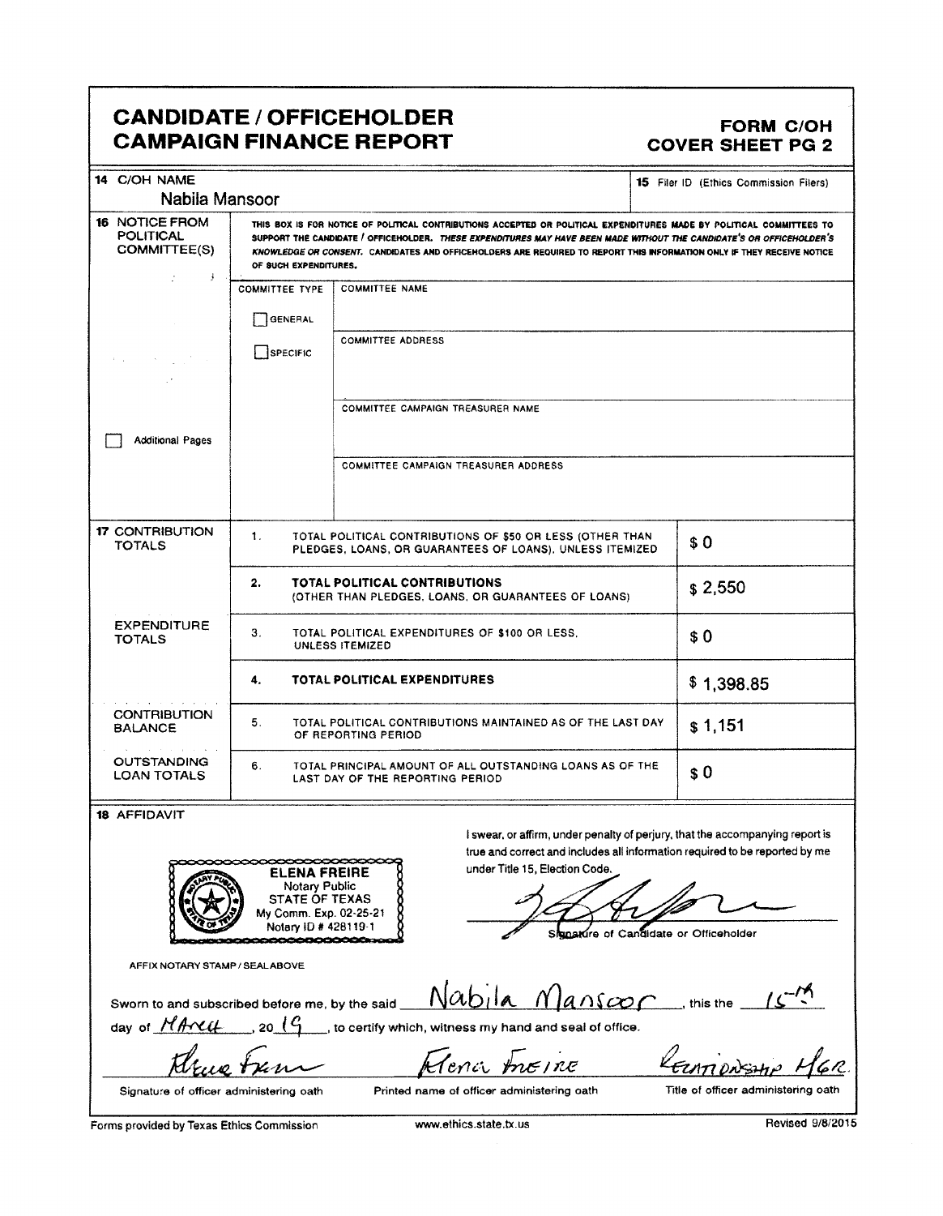# CANDIDATE / OFFICEHOLDER CAMPAIGN FINANCE REPORT

**FORM C/OH COVER SHEET PG 2**

| | |
|---|---|
| **14** C/OH NAME | Nabila Mansoor |
| **15** Filer ID (Ethics Commission Filers) | |

**16 NOTICE FROM POLITICAL COMMITTEE(S)**

THIS BOX IS FOR NOTICE OF POLITICAL CONTRIBUTIONS ACCEPTED OR POLITICAL EXPENDITURES MADE BY POLITICAL COMMITTEES TO SUPPORT THE CANDIDATE / OFFICEHOLDER. *THESE EXPENDITURES MAY HAVE BEEN MADE WITHOUT THE CANDIDATE'S OR OFFICEHOLDER'S KNOWLEDGE OR CONSENT.* CANDIDATES AND OFFICEHOLDERS ARE REQUIRED TO REPORT THIS INFORMATION ONLY IF THEY RECEIVE NOTICE OF SUCH EXPENDITURES.

| COMMITTEE TYPE | |
|---|---|
| ☐ GENERAL ☐ SPECIFIC | COMMITTEE NAME |
| | COMMITTEE ADDRESS |
| | COMMITTEE CAMPAIGN TREASURER NAME |
| | COMMITTEE CAMPAIGN TREASURER ADDRESS |

☐ Additional Pages

| | | | |
|---|---|---|---|
| **17** CONTRIBUTION TOTALS | 1. | TOTAL POLITICAL CONTRIBUTIONS OF $50 OR LESS (OTHER THAN PLEDGES, LOANS, OR GUARANTEES OF LOANS), UNLESS ITEMIZED | $ 0 |
| | 2. | **TOTAL POLITICAL CONTRIBUTIONS** (OTHER THAN PLEDGES, LOANS, OR GUARANTEES OF LOANS) | $ 2,550 |
| EXPENDITURE TOTALS | 3. | TOTAL POLITICAL EXPENDITURES OF $100 OR LESS, UNLESS ITEMIZED | $ 0 |
| | 4. | **TOTAL POLITICAL EXPENDITURES** | $ 1,398.85 |
| CONTRIBUTION BALANCE | 5. | TOTAL POLITICAL CONTRIBUTIONS MAINTAINED AS OF THE LAST DAY OF REPORTING PERIOD | $ 1,151 |
| OUTSTANDING LOAN TOTALS | 6. | TOTAL PRINCIPAL AMOUNT OF ALL OUTSTANDING LOANS AS OF THE LAST DAY OF THE REPORTING PERIOD | $ 0 |

**18 AFFIDAVIT**

ELENA FREIRE
Notary Public
STATE OF TEXAS
My Comm. Exp. 02-25-21
Notary ID # 428119-1

AFFIX NOTARY STAMP / SEAL ABOVE

I swear, or affirm, under penalty of perjury, that the accompanying report is true and correct and includes all information required to be reported by me under Title 15, Election Code.

Signature of Candidate or Officeholder

Sworn to and subscribed before me, by the said Nabila Mansoor, this the 15th day of March, 2019, to certify which, witness my hand and seal of office.

| | | |
|---|---|---|
| Elena Freire | Elena Freire | Relationship Mgr. |
| Signature of officer administering oath | Printed name of officer administering oath | Title of officer administering oath |

Forms provided by Texas Ethics Commission www.ethics.state.tx.us Revised 9/8/2015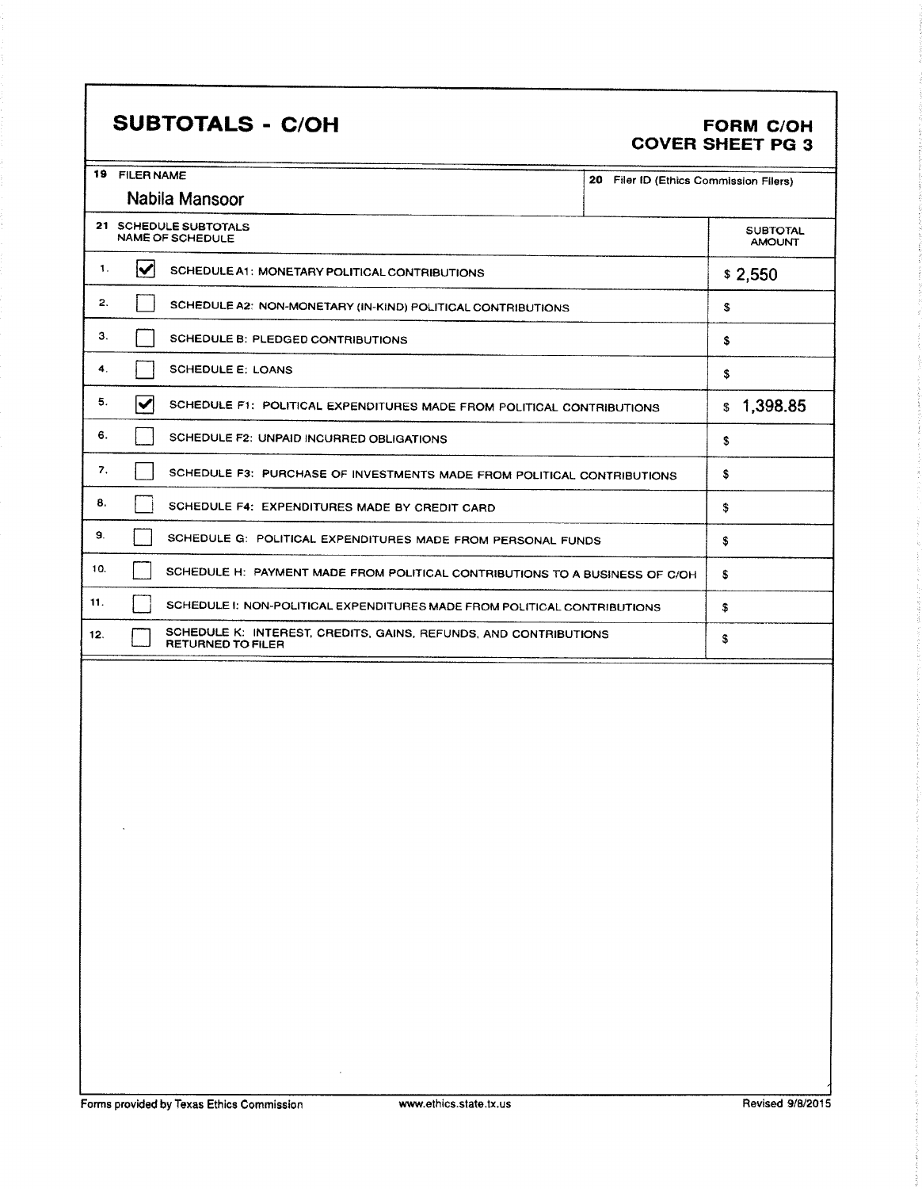# SUBTOTALS - C/OH

**FORM C/OH**
**COVER SHEET PG 3**

| 19 FILER NAME | 20 Filer ID (Ethics Commission Filers) |
|---|---|
| Nabila Mansoor | |

| | 21 SCHEDULE SUBTOTALS NAME OF SCHEDULE | SUBTOTAL AMOUNT |
|---|---|---|
| 1. | ☑ SCHEDULE A1: MONETARY POLITICAL CONTRIBUTIONS | $ 2,550 |
| 2. | ☐ SCHEDULE A2: NON-MONETARY (IN-KIND) POLITICAL CONTRIBUTIONS | $ |
| 3. | ☐ SCHEDULE B: PLEDGED CONTRIBUTIONS | $ |
| 4. | ☐ SCHEDULE E: LOANS | $ |
| 5. | ☑ SCHEDULE F1: POLITICAL EXPENDITURES MADE FROM POLITICAL CONTRIBUTIONS | $ 1,398.85 |
| 6. | ☐ SCHEDULE F2: UNPAID INCURRED OBLIGATIONS | $ |
| 7. | ☐ SCHEDULE F3: PURCHASE OF INVESTMENTS MADE FROM POLITICAL CONTRIBUTIONS | $ |
| 8. | ☐ SCHEDULE F4: EXPENDITURES MADE BY CREDIT CARD | $ |
| 9. | ☐ SCHEDULE G: POLITICAL EXPENDITURES MADE FROM PERSONAL FUNDS | $ |
| 10. | ☐ SCHEDULE H: PAYMENT MADE FROM POLITICAL CONTRIBUTIONS TO A BUSINESS OF C/OH | $ |
| 11. | ☐ SCHEDULE I: NON-POLITICAL EXPENDITURES MADE FROM POLITICAL CONTRIBUTIONS | $ |
| 12. | ☐ SCHEDULE K: INTEREST, CREDITS, GAINS, REFUNDS, AND CONTRIBUTIONS RETURNED TO FILER | $ |

Forms provided by Texas Ethics Commission www.ethics.state.tx.us Revised 9/8/2015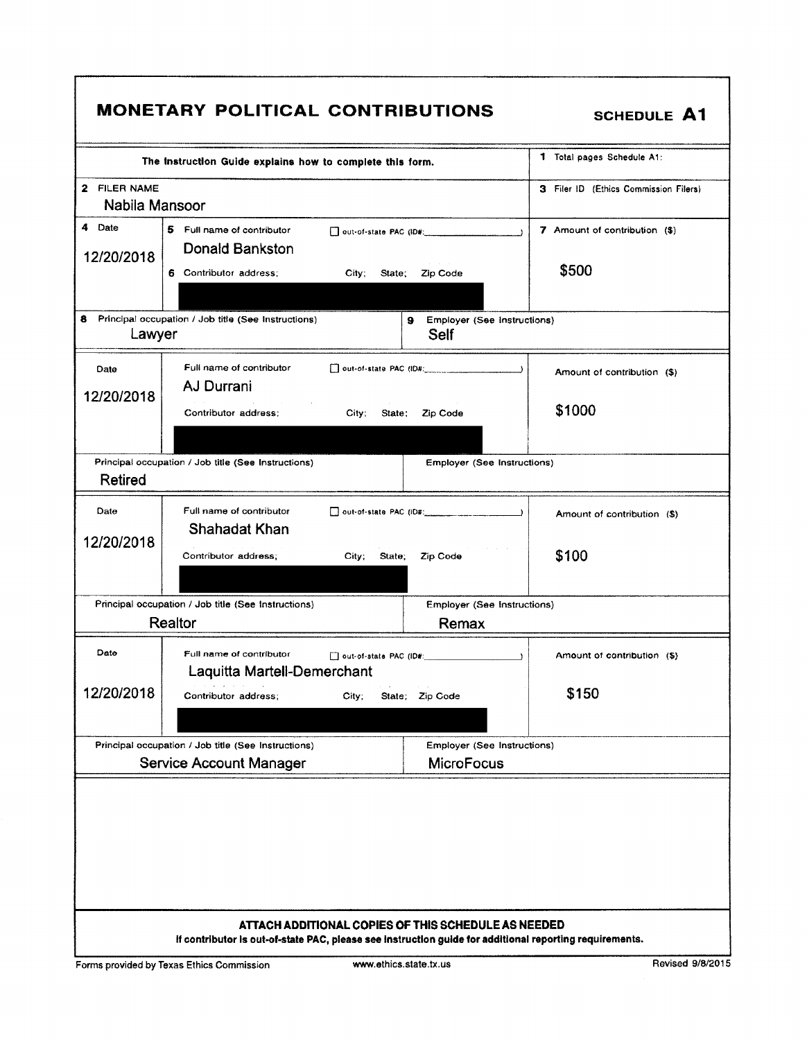# MONETARY POLITICAL CONTRIBUTIONS

**SCHEDULE A1**

| The Instruction Guide explains how to complete this form. | 1 Total pages Schedule A1: |
|---|---|
| 2 FILER NAME<br>Nabila Mansoor | 3 Filer ID (Ethics Commission Filers) |

| 4 Date | 5 Full name of contributor ☐ out-of-state PAC (ID#:\_\_\_\_\_\_\_\_\_\_) | 7 Amount of contribution ($) |
|---|---|---|
| 12/20/2018 | Donald Bankston<br>6 Contributor address; City; State; Zip Code<br>[REDACTED] | $500 |
| 8 Principal occupation / Job title (See Instructions)<br>Lawyer | 9 Employer (See Instructions)<br>Self | |

| Date | Full name of contributor ☐ out-of-state PAC (ID#:\_\_\_\_\_\_\_\_\_\_) | Amount of contribution ($) |
|---|---|---|
| 12/20/2018 | AJ Durrani<br>Contributor address; City; State; Zip Code<br>[REDACTED] | $1000 |
| Principal occupation / Job title (See Instructions)<br>Retired | Employer (See Instructions) | |

| Date | Full name of contributor ☐ out-of-state PAC (ID#:\_\_\_\_\_\_\_\_\_\_) | Amount of contribution ($) |
|---|---|---|
| 12/20/2018 | Shahadat Khan<br>Contributor address; City; State; Zip Code<br>[REDACTED] | $100 |
| Principal occupation / Job title (See Instructions)<br>Realtor | Employer (See Instructions)<br>Remax | |

| Date | Full name of contributor ☐ out-of-state PAC (ID#:\_\_\_\_\_\_\_\_\_\_) | Amount of contribution ($) |
|---|---|---|
| 12/20/2018 | Laquitta Martell-Demerchant<br>Contributor address; City; State; Zip Code<br>[REDACTED] | $150 |
| Principal occupation / Job title (See Instructions)<br>Service Account Manager | Employer (See Instructions)<br>MicroFocus | |

**ATTACH ADDITIONAL COPIES OF THIS SCHEDULE AS NEEDED**

**If contributor is out-of-state PAC, please see instruction guide for additional reporting requirements.**

Forms provided by Texas Ethics Commission www.ethics.state.tx.us Revised 9/8/2015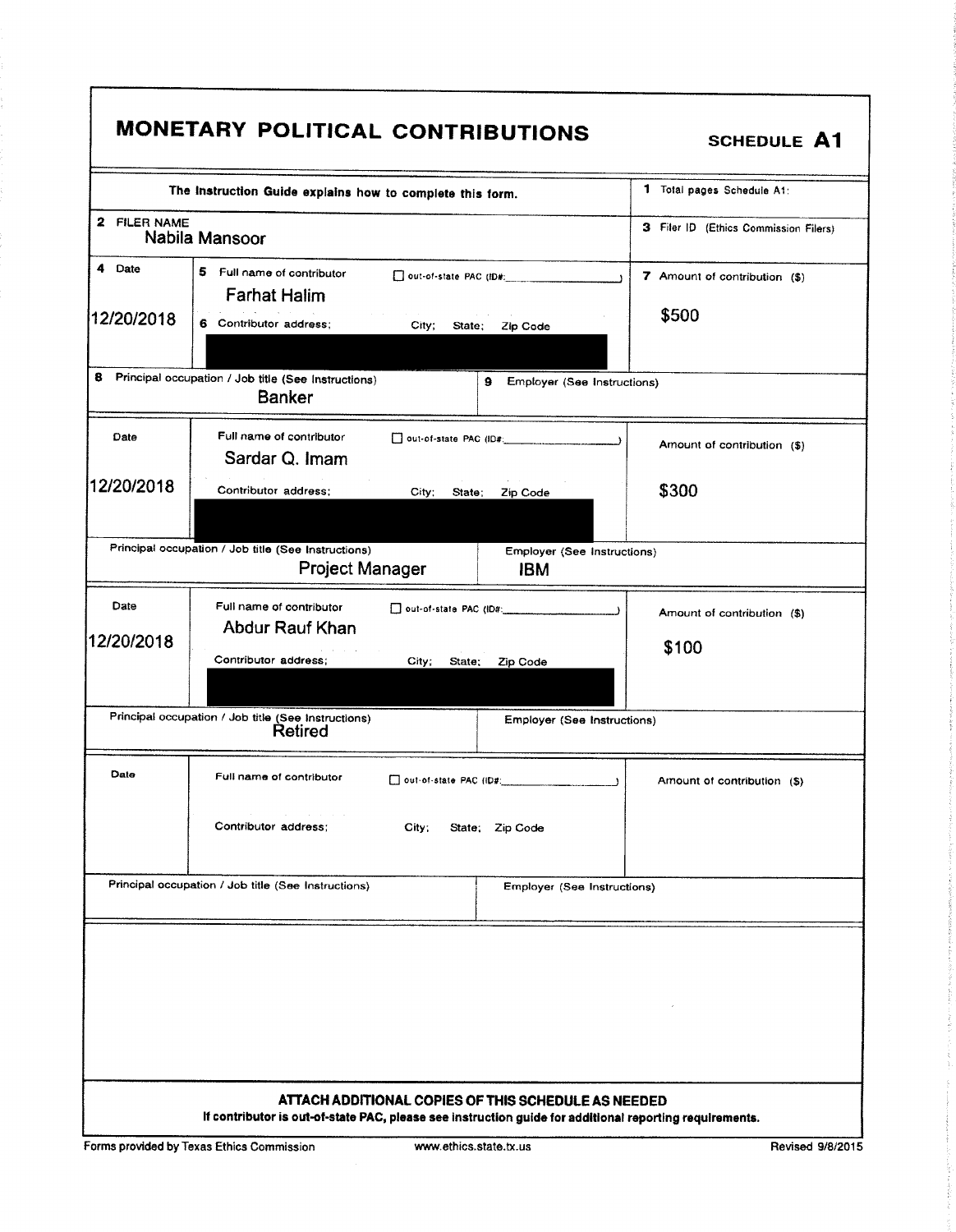# MONETARY POLITICAL CONTRIBUTIONS

**SCHEDULE A1**

The Instruction Guide explains how to complete this form.

1 Total pages Schedule A1:

2 FILER NAME
Nabila Mansoor

3 Filer ID (Ethics Commission Filers)

| 4 Date | 5 Full name of contributor / 6 Contributor address; City; State; Zip Code | ☐ out-of-state PAC (ID#: ) | 7 Amount of contribution ($) |
|---|---|---|---|
| 12/20/2018 | Farhat Halim / [REDACTED] | | $500 |
| | 8 Principal occupation / Job title (See Instructions): Banker | 9 Employer (See Instructions): | |
| 12/20/2018 | Sardar Q. Imam / [REDACTED] | | $300 |
| | Principal occupation / Job title (See Instructions): Project Manager | Employer (See Instructions): IBM | |
| 12/20/2018 | Abdur Rauf Khan / [REDACTED] | | $100 |
| | Principal occupation / Job title (See Instructions): Retired | Employer (See Instructions): | |
| | | | |
| | Principal occupation / Job title (See Instructions): | Employer (See Instructions): | |

**ATTACH ADDITIONAL COPIES OF THIS SCHEDULE AS NEEDED**

**If contributor is out-of-state PAC, please see instruction guide for additional reporting requirements.**

Forms provided by Texas Ethics Commission www.ethics.state.tx.us Revised 9/8/2015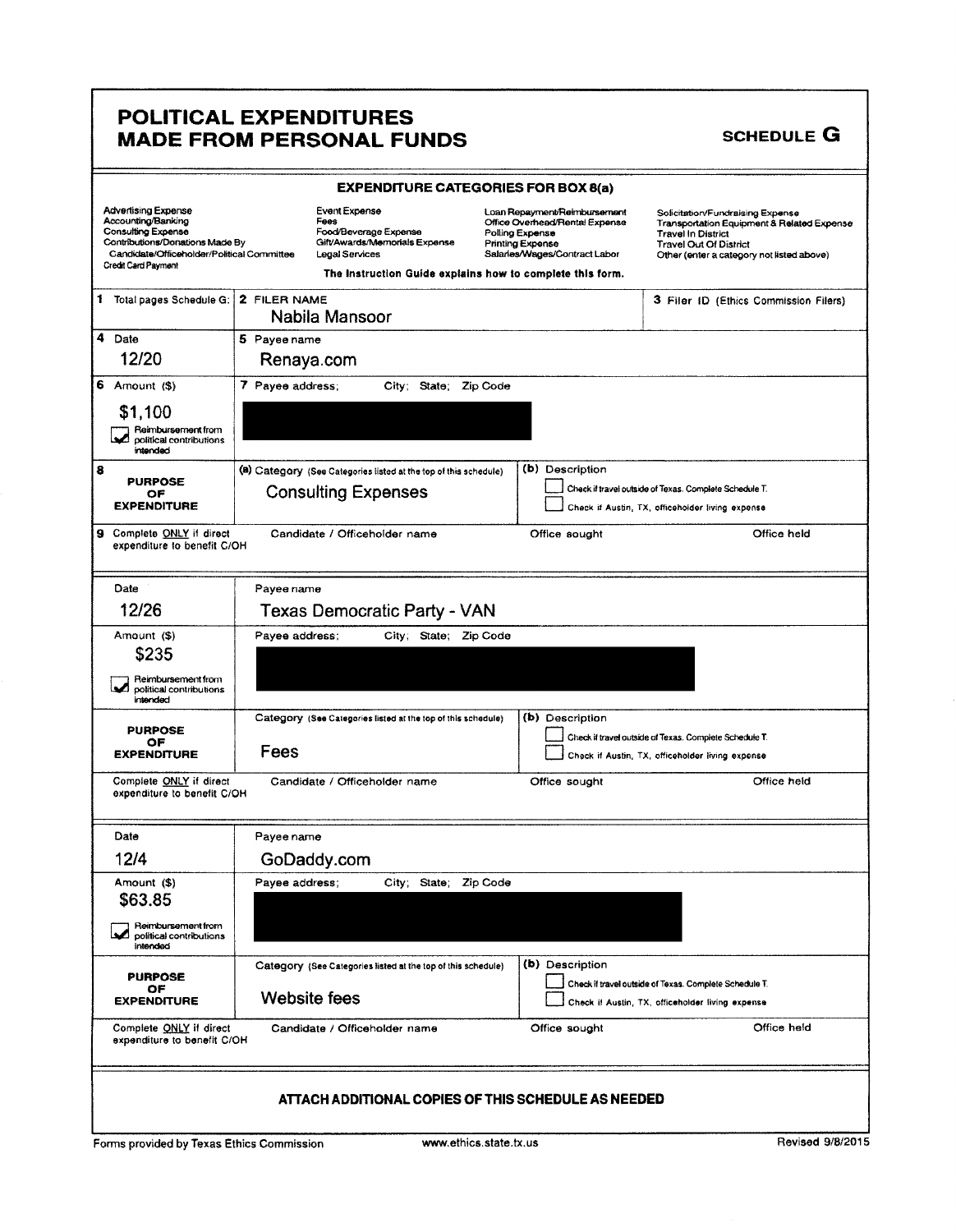# POLITICAL EXPENDITURES MADE FROM PERSONAL FUNDS

**SCHEDULE G**

## EXPENDITURE CATEGORIES FOR BOX 8(a)

| | | | |
|---|---|---|---|
| Advertising Expense | Event Expense | Loan Repayment/Reimbursement | Solicitation/Fundraising Expense |
| Accounting/Banking | Fees | Office Overhead/Rental Expense | Transportation Equipment & Related Expense |
| Consulting Expense | Food/Beverage Expense | Polling Expense | Travel In District |
| Contributions/Donations Made By Candidate/Officeholder/Political Committee | Gift/Awards/Memorials Expense | Printing Expense | Travel Out Of District |
| Credit Card Payment | Legal Services | Salaries/Wages/Contract Labor | Other (enter a category not listed above) |

**The Instruction Guide explains how to complete this form.**

| | | | |
|---|---|---|---|
| 1 Total pages Schedule G: | 2 FILER NAME: Nabila Mansoor | | 3 Filer ID (Ethics Commission Filers) |
| 4 Date: 12/20 | 5 Payee name: Renaya.com | | |
| 6 Amount ($): $1,100 ☑ Reimbursement from political contributions intended | 7 Payee address; City; State; Zip Code: [REDACTED] | | |
| 8 PURPOSE OF EXPENDITURE | (a) Category (See Categories listed at the top of this schedule): Consulting Expenses | (b) Description ☐ Check if travel outside of Texas. Complete Schedule T. ☐ Check if Austin, TX, officeholder living expense | |
| 9 Complete ONLY if direct expenditure to benefit C/OH | Candidate / Officeholder name | Office sought | Office held |

| | | | |
|---|---|---|---|
| Date: 12/26 | Payee name: Texas Democratic Party - VAN | | |
| Amount ($): $235 ☑ Reimbursement from political contributions intended | Payee address; City; State; Zip Code: [REDACTED] | | |
| PURPOSE OF EXPENDITURE | Category (See Categories listed at the top of this schedule): Fees | (b) Description ☐ Check if travel outside of Texas. Complete Schedule T. ☐ Check if Austin, TX, officeholder living expense | |
| Complete ONLY if direct expenditure to benefit C/OH | Candidate / Officeholder name | Office sought | Office held |

| | | | |
|---|---|---|---|
| Date: 12/4 | Payee name: GoDaddy.com | | |
| Amount ($): $63.85 ☑ Reimbursement from political contributions intended | Payee address; City; State; Zip Code: [REDACTED] | | |
| PURPOSE OF EXPENDITURE | Category (See Categories listed at the top of this schedule): Website fees | (b) Description ☐ Check if travel outside of Texas. Complete Schedule T. ☐ Check if Austin, TX, officeholder living expense | |
| Complete ONLY if direct expenditure to benefit C/OH | Candidate / Officeholder name | Office sought | Office held |

**ATTACH ADDITIONAL COPIES OF THIS SCHEDULE AS NEEDED**

Forms provided by Texas Ethics Commission  www.ethics.state.tx.us  Revised 9/8/2015